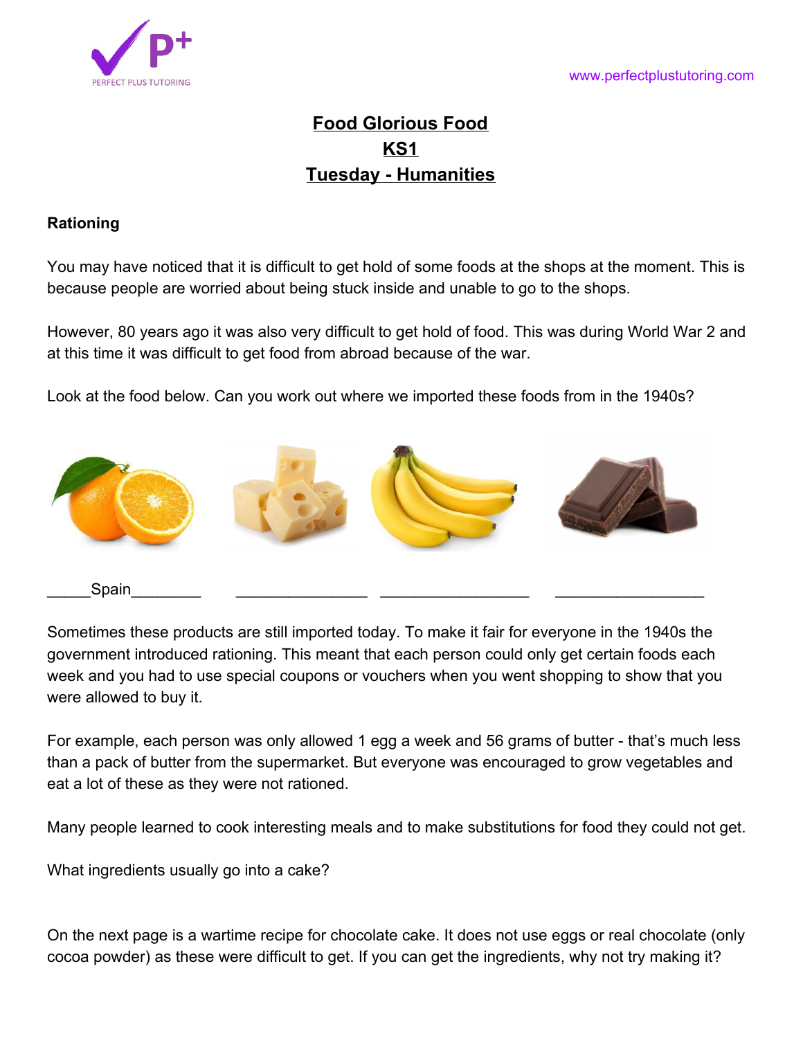# Food Glorious Food
## KS1
## Tuesday - Humanities

**Rationing**

You may have noticed that it is difficult to get hold of some foods at the shops at the moment. This is because people are worried about being stuck inside and unable to go to the shops.

However, 80 years ago it was also very difficult to get hold of food. This was during World War 2 and at this time it was difficult to get food from abroad because of the war.

Look at the food below. Can you work out where we imported these foods from in the 1940s?

_____Spain________ ________________ __________________ __________________

Sometimes these products are still imported today. To make it fair for everyone in the 1940s the government introduced rationing. This meant that each person could only get certain foods each week and you had to use special coupons or vouchers when you went shopping to show that you were allowed to buy it.

For example, each person was only allowed 1 egg a week and 56 grams of butter - that's much less than a pack of butter from the supermarket. But everyone was encouraged to grow vegetables and eat a lot of these as they were not rationed.

Many people learned to cook interesting meals and to make substitutions for food they could not get.

What ingredients usually go into a cake?

On the next page is a wartime recipe for chocolate cake. It does not use eggs or real chocolate (only cocoa powder) as these were difficult to get. If you can get the ingredients, why not try making it?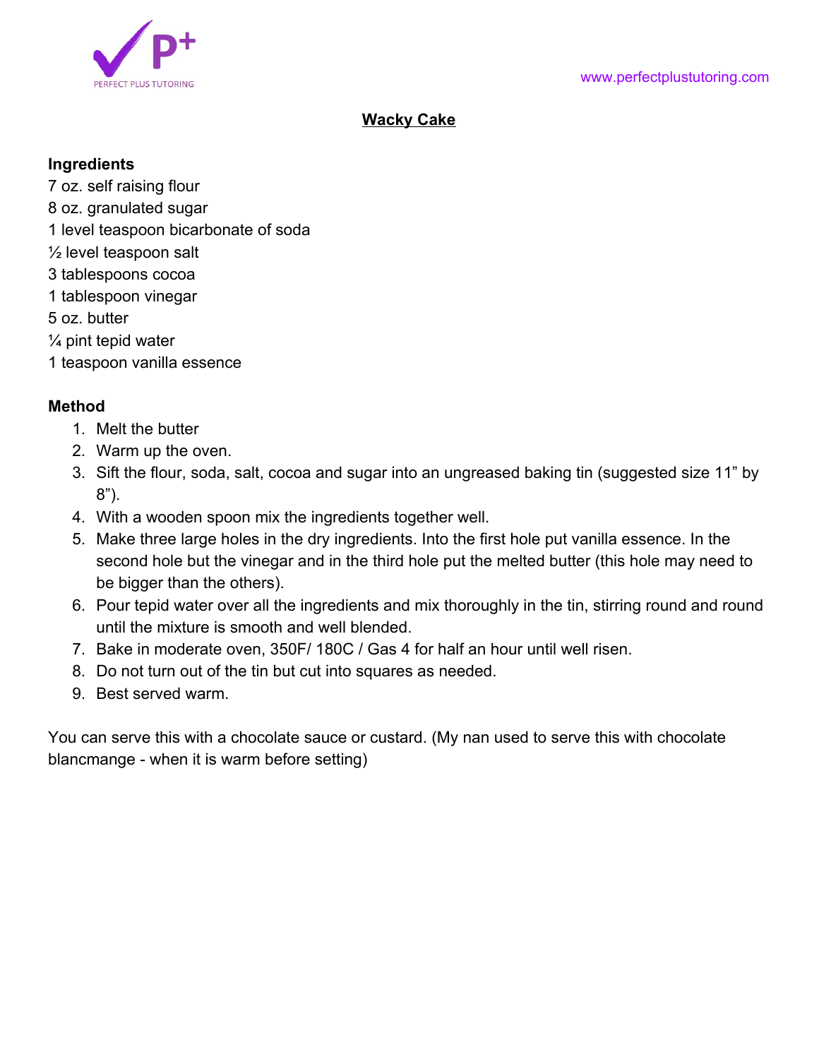# Wacky Cake

**Ingredients**

7 oz. self raising flour
8 oz. granulated sugar
1 level teaspoon bicarbonate of soda
½ level teaspoon salt
3 tablespoons cocoa
1 tablespoon vinegar
5 oz. butter
¼ pint tepid water
1 teaspoon vanilla essence

**Method**

1. Melt the butter
2. Warm up the oven.
3. Sift the flour, soda, salt, cocoa and sugar into an ungreased baking tin (suggested size 11" by 8").
4. With a wooden spoon mix the ingredients together well.
5. Make three large holes in the dry ingredients. Into the first hole put vanilla essence. In the second hole but the vinegar and in the third hole put the melted butter (this hole may need to be bigger than the others).
6. Pour tepid water over all the ingredients and mix thoroughly in the tin, stirring round and round until the mixture is smooth and well blended.
7. Bake in moderate oven, 350F/ 180C / Gas 4 for half an hour until well risen.
8. Do not turn out of the tin but cut into squares as needed.
9. Best served warm.

You can serve this with a chocolate sauce or custard. (My nan used to serve this with chocolate blancmange - when it is warm before setting)